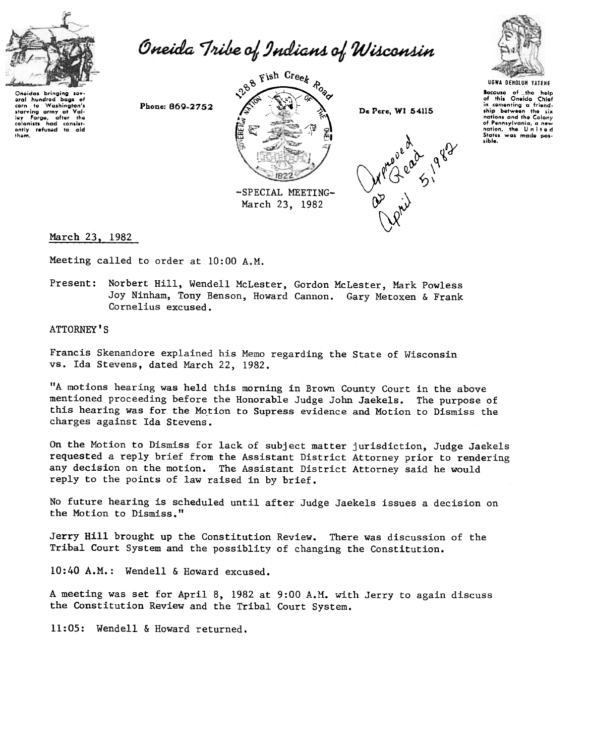# Oneida Tribe of Indians of Wisconsin

Oneidas bringing several hundred bags of corn to Washington's starving army at Valley Forge, after the colonists had consistently refused to aid them.

Phone: 869-2752

1288 Fish Creek Road

SOVEREIGN NATION OF THE ONEIDA

1822

De Pere, WI 54115

UGWA DEHOLUH YATEHE

Because of the help of this Oneida Chief in cementing a friendship between the six nations and the Colony of Pennsylvania, a new nation, the United States was made possible.

-SPECIAL MEETING-
March 23, 1982

Approved as Read April 5, 1982

March 23, 1982

Meeting called to order at 10:00 A.M.

Present: Norbert Hill, Wendell McLester, Gordon McLester, Mark Powless Joy Ninham, Tony Benson, Howard Cannon. Gary Metoxen & Frank Cornelius excused.

ATTORNEY'S

Francis Skenandore explained his Memo regarding the State of Wisconsin vs. Ida Stevens, dated March 22, 1982.

"A motions hearing was held this morning in Brown County Court in the above mentioned proceeding before the Honorable Judge John Jaekels. The purpose of this hearing was for the Motion to Supress evidence and Motion to Dismiss the charges against Ida Stevens.

On the Motion to Dismiss for lack of subject matter jurisdiction, Judge Jaekels requested a reply brief from the Assistant District Attorney prior to rendering any decision on the motion. The Assistant District Attorney said he would reply to the points of law raised in by brief.

No future hearing is scheduled until after Judge Jaekels issues a decision on the Motion to Dismiss."

Jerry Hill brought up the Constitution Review. There was discussion of the Tribal Court System and the possiblity of changing the Constitution.

10:40 A.M.: Wendell & Howard excused.

A meeting was set for April 8, 1982 at 9:00 A.M. with Jerry to again discuss the Constitution Review and the Tribal Court System.

11:05: Wendell & Howard returned.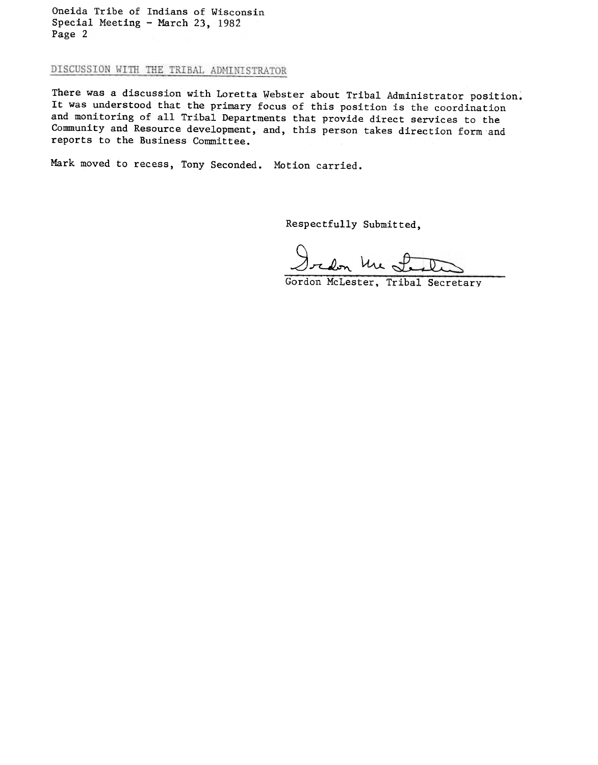## DISCUSSION WITH THE TRIBAL ADMINISTRATOR

There was a discussion with Loretta Webster about Tribal Administrator position. It was understood that the primary focus of this position is the coordination and monitoring of all Tribal Departments that provide direct services to the Community and Resource development, and, this person takes direction form and reports to the Business Committee.

Mark moved to recess, Tony Seconded. Motion carried.

Respectfully Submitted,

Gordon McLester, Tribal Secretary